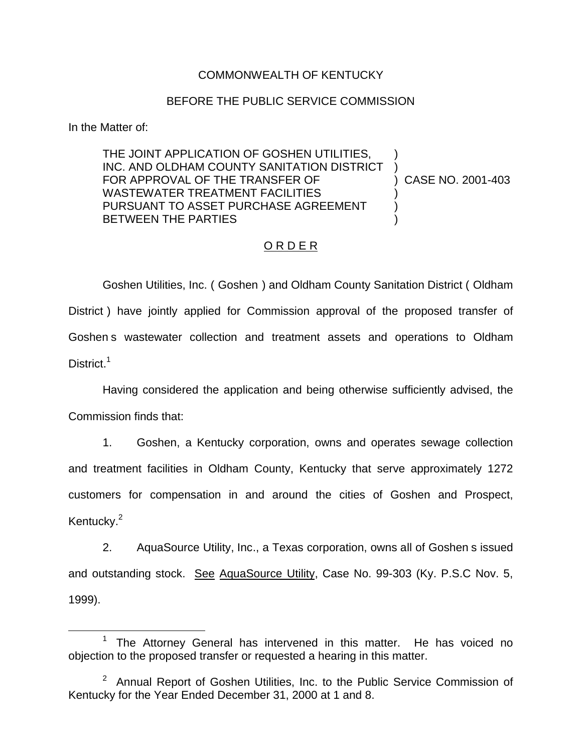COMMONWEALTH OF KENTUCKY

BEFORE THE PUBLIC SERVICE COMMISSION

In the Matter of:

| | | |
|---|---|---|
| THE JOINT APPLICATION OF GOSHEN UTILITIES, INC. AND OLDHAM COUNTY SANITATION DISTRICT FOR APPROVAL OF THE TRANSFER OF WASTEWATER TREATMENT FACILITIES PURSUANT TO ASSET PURCHASE AGREEMENT BETWEEN THE PARTIES | ) | CASE NO. 2001-403 |

O R D E R

Goshen Utilities, Inc. ( Goshen ) and Oldham County Sanitation District ( Oldham District ) have jointly applied for Commission approval of the proposed transfer of Goshen s wastewater collection and treatment assets and operations to Oldham District.[1]

Having considered the application and being otherwise sufficiently advised, the Commission finds that:

1. Goshen, a Kentucky corporation, owns and operates sewage collection and treatment facilities in Oldham County, Kentucky that serve approximately 1272 customers for compensation in and around the cities of Goshen and Prospect, Kentucky.[2]

2. AquaSource Utility, Inc., a Texas corporation, owns all of Goshen s issued and outstanding stock. See AquaSource Utility, Case No. 99-303 (Ky. P.S.C Nov. 5, 1999).

---

[1] The Attorney General has intervened in this matter. He has voiced no objection to the proposed transfer or requested a hearing in this matter.

[2] Annual Report of Goshen Utilities, Inc. to the Public Service Commission of Kentucky for the Year Ended December 31, 2000 at 1 and 8.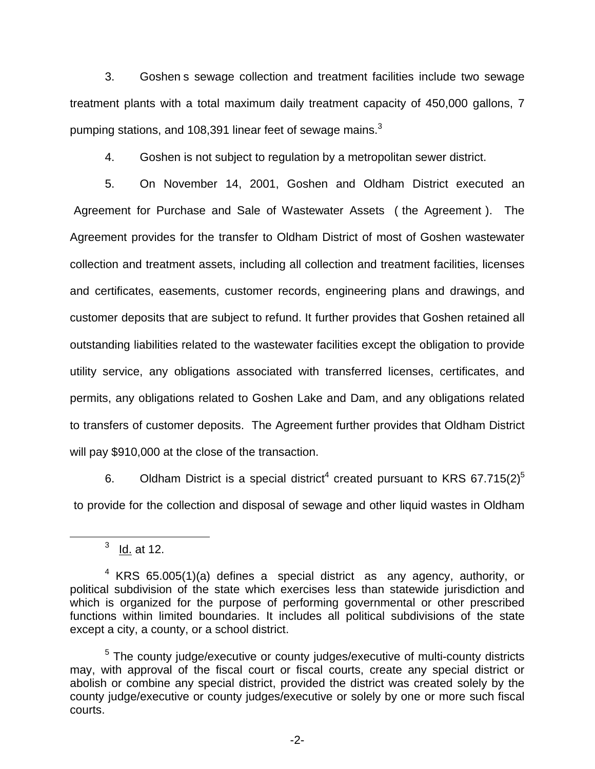3. Goshen s sewage collection and treatment facilities include two sewage treatment plants with a total maximum daily treatment capacity of 450,000 gallons, 7 pumping stations, and 108,391 linear feet of sewage mains.[3]

4. Goshen is not subject to regulation by a metropolitan sewer district.

5. On November 14, 2001, Goshen and Oldham District executed an Agreement for Purchase and Sale of Wastewater Assets ( the Agreement ). The Agreement provides for the transfer to Oldham District of most of Goshen wastewater collection and treatment assets, including all collection and treatment facilities, licenses and certificates, easements, customer records, engineering plans and drawings, and customer deposits that are subject to refund. It further provides that Goshen retained all outstanding liabilities related to the wastewater facilities except the obligation to provide utility service, any obligations associated with transferred licenses, certificates, and permits, any obligations related to Goshen Lake and Dam, and any obligations related to transfers of customer deposits. The Agreement further provides that Oldham District will pay $910,000 at the close of the transaction.

6. Oldham District is a special district[4] created pursuant to KRS 67.715(2)[5] to provide for the collection and disposal of sewage and other liquid wastes in Oldham

---

[3] Id. at 12.

[4] KRS 65.005(1)(a) defines a special district as any agency, authority, or political subdivision of the state which exercises less than statewide jurisdiction and which is organized for the purpose of performing governmental or other prescribed functions within limited boundaries. It includes all political subdivisions of the state except a city, a county, or a school district.

[5] The county judge/executive or county judges/executive of multi-county districts may, with approval of the fiscal court or fiscal courts, create any special district or abolish or combine any special district, provided the district was created solely by the county judge/executive or county judges/executive or solely by one or more such fiscal courts.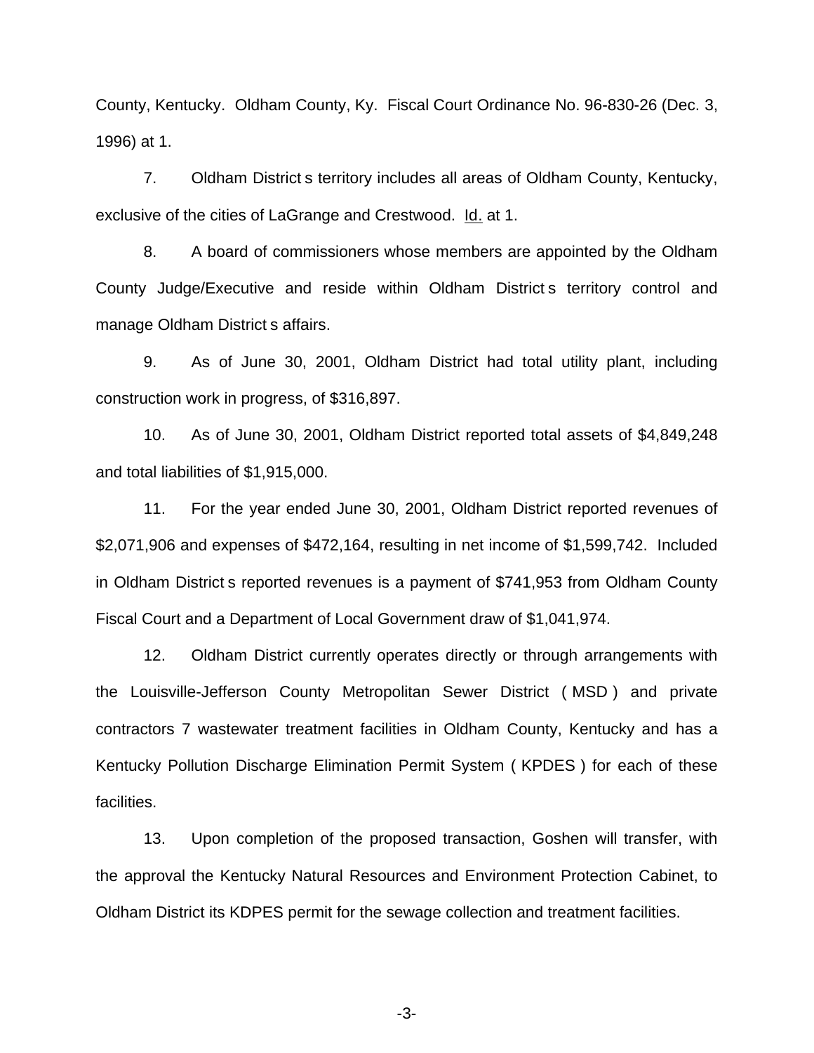County, Kentucky. Oldham County, Ky. Fiscal Court Ordinance No. 96-830-26 (Dec. 3, 1996) at 1.

7. Oldham District s territory includes all areas of Oldham County, Kentucky, exclusive of the cities of LaGrange and Crestwood. Id. at 1.

8. A board of commissioners whose members are appointed by the Oldham County Judge/Executive and reside within Oldham District s territory control and manage Oldham District s affairs.

9. As of June 30, 2001, Oldham District had total utility plant, including construction work in progress, of $316,897.

10. As of June 30, 2001, Oldham District reported total assets of $4,849,248 and total liabilities of $1,915,000.

11. For the year ended June 30, 2001, Oldham District reported revenues of $2,071,906 and expenses of $472,164, resulting in net income of $1,599,742. Included in Oldham District s reported revenues is a payment of $741,953 from Oldham County Fiscal Court and a Department of Local Government draw of $1,041,974.

12. Oldham District currently operates directly or through arrangements with the Louisville-Jefferson County Metropolitan Sewer District ( MSD ) and private contractors 7 wastewater treatment facilities in Oldham County, Kentucky and has a Kentucky Pollution Discharge Elimination Permit System ( KPDES ) for each of these facilities.

13. Upon completion of the proposed transaction, Goshen will transfer, with the approval the Kentucky Natural Resources and Environment Protection Cabinet, to Oldham District its KDPES permit for the sewage collection and treatment facilities.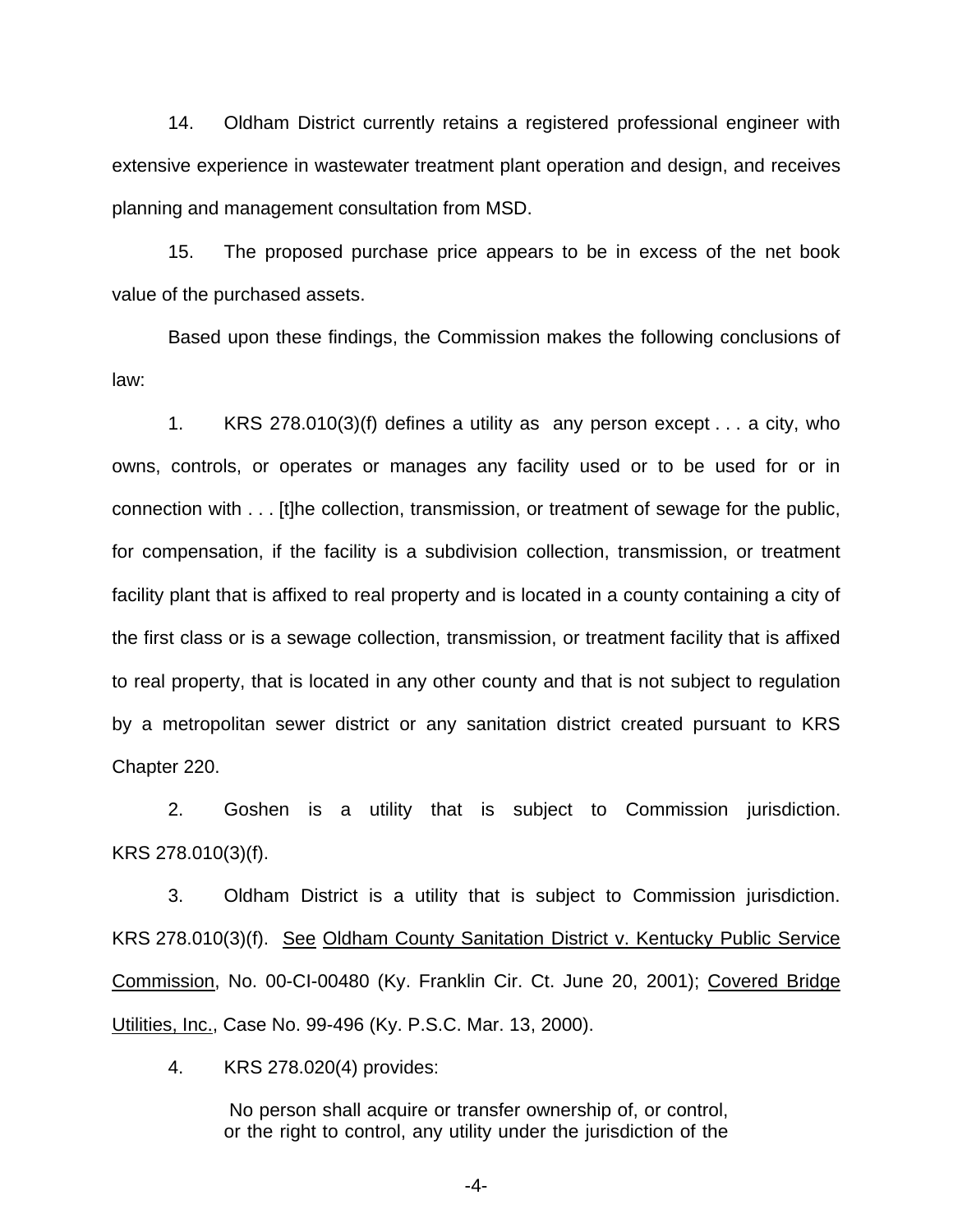14. Oldham District currently retains a registered professional engineer with extensive experience in wastewater treatment plant operation and design, and receives planning and management consultation from MSD.

15. The proposed purchase price appears to be in excess of the net book value of the purchased assets.

Based upon these findings, the Commission makes the following conclusions of law:

1. KRS 278.010(3)(f) defines a utility as any person except . . . a city, who owns, controls, or operates or manages any facility used or to be used for or in connection with . . . [t]he collection, transmission, or treatment of sewage for the public, for compensation, if the facility is a subdivision collection, transmission, or treatment facility plant that is affixed to real property and is located in a county containing a city of the first class or is a sewage collection, transmission, or treatment facility that is affixed to real property, that is located in any other county and that is not subject to regulation by a metropolitan sewer district or any sanitation district created pursuant to KRS Chapter 220.

2. Goshen is a utility that is subject to Commission jurisdiction. KRS 278.010(3)(f).

3. Oldham District is a utility that is subject to Commission jurisdiction. KRS 278.010(3)(f). See Oldham County Sanitation District v. Kentucky Public Service Commission, No. 00-CI-00480 (Ky. Franklin Cir. Ct. June 20, 2001); Covered Bridge Utilities, Inc., Case No. 99-496 (Ky. P.S.C. Mar. 13, 2000).

4. KRS 278.020(4) provides:

> No person shall acquire or transfer ownership of, or control, or the right to control, any utility under the jurisdiction of the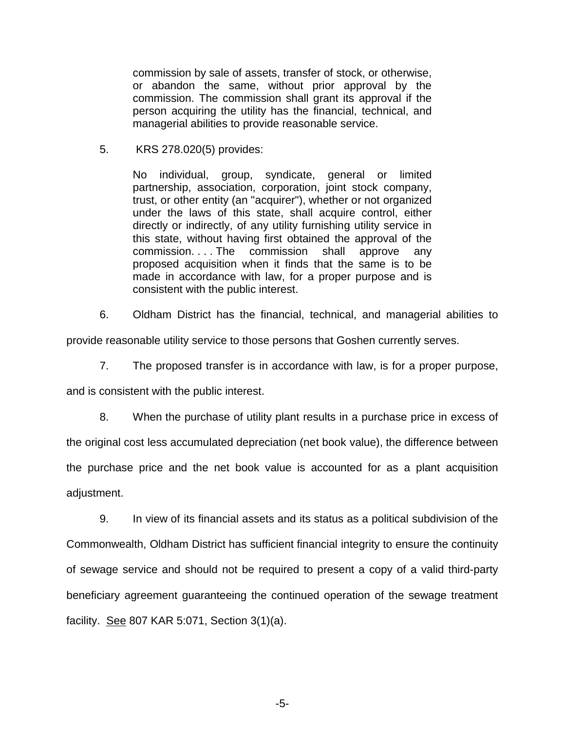> commission by sale of assets, transfer of stock, or otherwise, or abandon the same, without prior approval by the commission. The commission shall grant its approval if the person acquiring the utility has the financial, technical, and managerial abilities to provide reasonable service.

5. KRS 278.020(5) provides:

> No individual, group, syndicate, general or limited partnership, association, corporation, joint stock company, trust, or other entity (an "acquirer"), whether or not organized under the laws of this state, shall acquire control, either directly or indirectly, of any utility furnishing utility service in this state, without having first obtained the approval of the commission. . . . The commission shall approve any proposed acquisition when it finds that the same is to be made in accordance with law, for a proper purpose and is consistent with the public interest.

6. Oldham District has the financial, technical, and managerial abilities to provide reasonable utility service to those persons that Goshen currently serves.

7. The proposed transfer is in accordance with law, is for a proper purpose, and is consistent with the public interest.

8. When the purchase of utility plant results in a purchase price in excess of the original cost less accumulated depreciation (net book value), the difference between the purchase price and the net book value is accounted for as a plant acquisition adjustment.

9. In view of its financial assets and its status as a political subdivision of the Commonwealth, Oldham District has sufficient financial integrity to ensure the continuity of sewage service and should not be required to present a copy of a valid third-party beneficiary agreement guaranteeing the continued operation of the sewage treatment facility. See 807 KAR 5:071, Section 3(1)(a).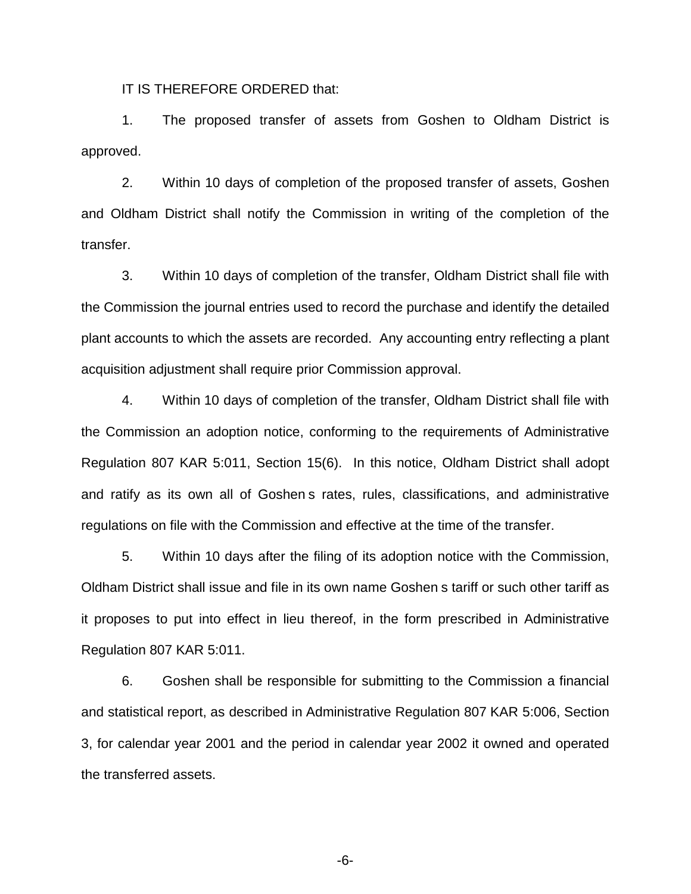IT IS THEREFORE ORDERED that:

1. The proposed transfer of assets from Goshen to Oldham District is approved.

2. Within 10 days of completion of the proposed transfer of assets, Goshen and Oldham District shall notify the Commission in writing of the completion of the transfer.

3. Within 10 days of completion of the transfer, Oldham District shall file with the Commission the journal entries used to record the purchase and identify the detailed plant accounts to which the assets are recorded. Any accounting entry reflecting a plant acquisition adjustment shall require prior Commission approval.

4. Within 10 days of completion of the transfer, Oldham District shall file with the Commission an adoption notice, conforming to the requirements of Administrative Regulation 807 KAR 5:011, Section 15(6). In this notice, Oldham District shall adopt and ratify as its own all of Goshen s rates, rules, classifications, and administrative regulations on file with the Commission and effective at the time of the transfer.

5. Within 10 days after the filing of its adoption notice with the Commission, Oldham District shall issue and file in its own name Goshen s tariff or such other tariff as it proposes to put into effect in lieu thereof, in the form prescribed in Administrative Regulation 807 KAR 5:011.

6. Goshen shall be responsible for submitting to the Commission a financial and statistical report, as described in Administrative Regulation 807 KAR 5:006, Section 3, for calendar year 2001 and the period in calendar year 2002 it owned and operated the transferred assets.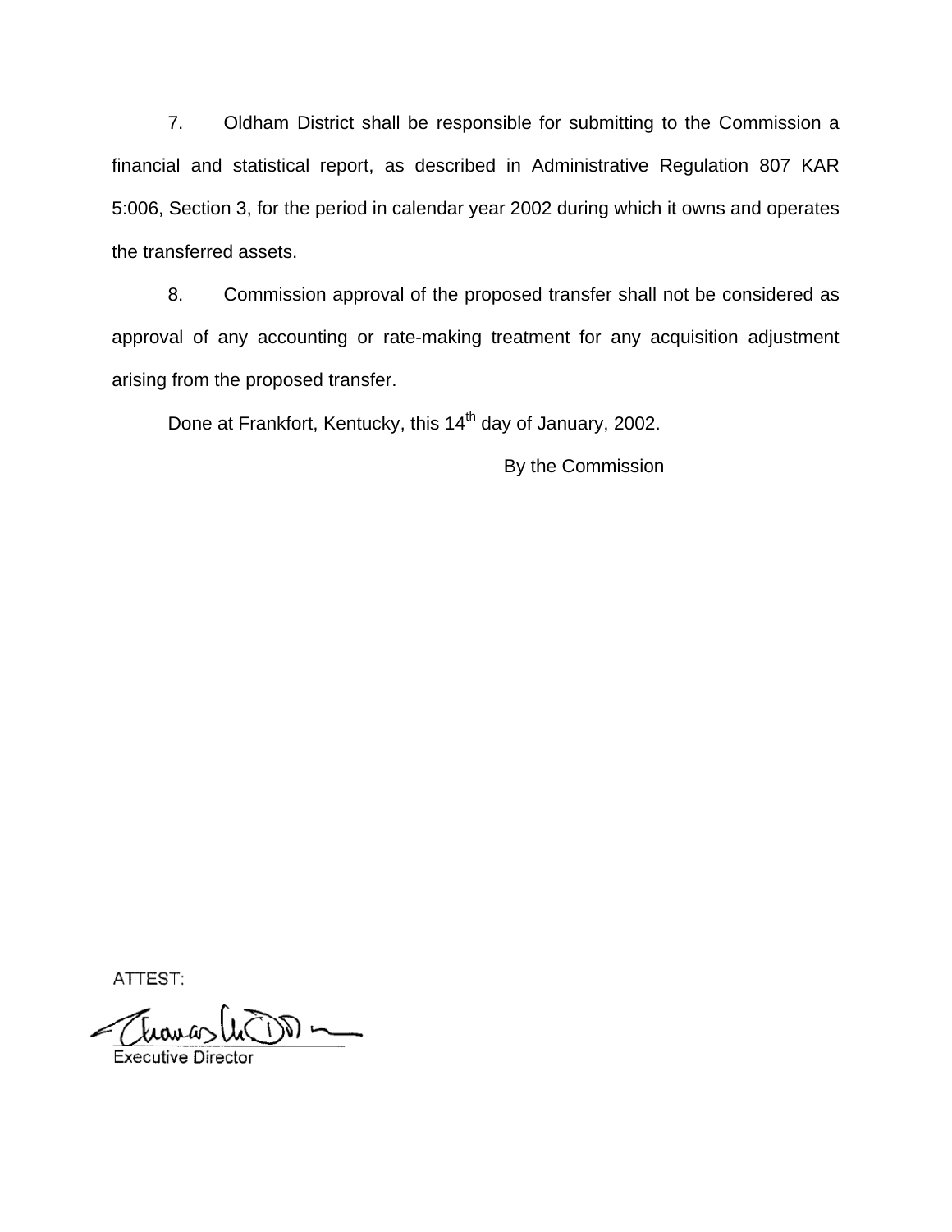7. Oldham District shall be responsible for submitting to the Commission a financial and statistical report, as described in Administrative Regulation 807 KAR 5:006, Section 3, for the period in calendar year 2002 during which it owns and operates the transferred assets.

8. Commission approval of the proposed transfer shall not be considered as approval of any accounting or rate-making treatment for any acquisition adjustment arising from the proposed transfer.

Done at Frankfort, Kentucky, this 14th day of January, 2002.

By the Commission

ATTEST:

Executive Director